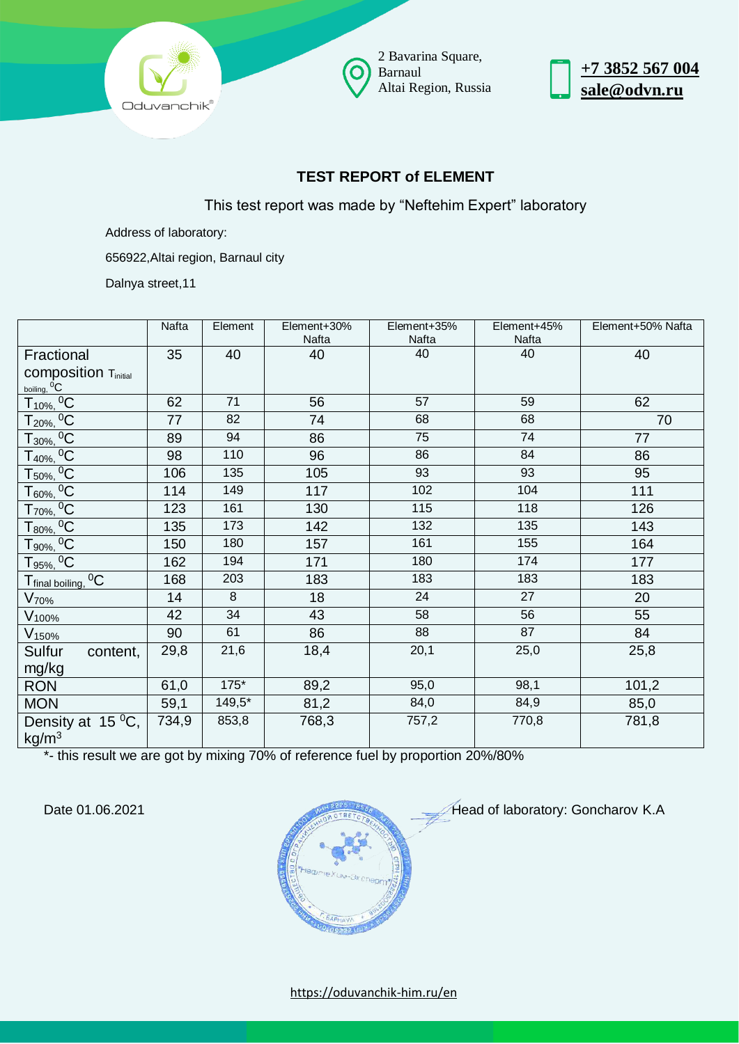Oduvanchik®

2 Bavarina Square, Barnaul Altai Region, Russia

**+7 3852 567 004**
**sale@odvn.ru**

## TEST REPORT of ELEMENT

This test report was made by "Neftehim Expert" laboratory

Address of laboratory:

656922,Altai region, Barnaul city

Dalnya street,11

| | Nafta | Element | Element+30% Nafta | Element+35% Nafta | Element+45% Nafta | Element+50% Nafta |
|---|---|---|---|---|---|---|
| Fractional composition $T_{initial\ boiling}$, $^0C$ | 35 | 40 | 40 | 40 | 40 | 40 |
| $T_{10\%}$, $^0C$ | 62 | 71 | 56 | 57 | 59 | 62 |
| $T_{20\%}$, $^0C$ | 77 | 82 | 74 | 68 | 68 | 70 |
| $T_{30\%}$, $^0C$ | 89 | 94 | 86 | 75 | 74 | 77 |
| $T_{40\%}$, $^0C$ | 98 | 110 | 96 | 86 | 84 | 86 |
| $T_{50\%}$, $^0C$ | 106 | 135 | 105 | 93 | 93 | 95 |
| $T_{60\%}$, $^0C$ | 114 | 149 | 117 | 102 | 104 | 111 |
| $T_{70\%}$, $^0C$ | 123 | 161 | 130 | 115 | 118 | 126 |
| $T_{80\%}$, $^0C$ | 135 | 173 | 142 | 132 | 135 | 143 |
| $T_{90\%}$, $^0C$ | 150 | 180 | 157 | 161 | 155 | 164 |
| $T_{95\%}$, $^0C$ | 162 | 194 | 171 | 180 | 174 | 177 |
| $T_{final\ boiling}$, $^0C$ | 168 | 203 | 183 | 183 | 183 | 183 |
| $V_{70\%}$ | 14 | 8 | 18 | 24 | 27 | 20 |
| $V_{100\%}$ | 42 | 34 | 43 | 58 | 56 | 55 |
| $V_{150\%}$ | 90 | 61 | 86 | 88 | 87 | 84 |
| Sulfur content, mg/kg | 29,8 | 21,6 | 18,4 | 20,1 | 25,0 | 25,8 |
| RON | 61,0 | 175* | 89,2 | 95,0 | 98,1 | 101,2 |
| MON | 59,1 | 149,5* | 81,2 | 84,0 | 84,9 | 85,0 |
| Density at 15 $^0C$, $kg/m^3$ | 734,9 | 853,8 | 768,3 | 757,2 | 770,8 | 781,8 |

*- this result we are got by mixing 70% of reference fuel by proportion 20%/80%

Date 01.06.2021

Head of laboratory: Goncharov K.A

https://oduvanchik-him.ru/en